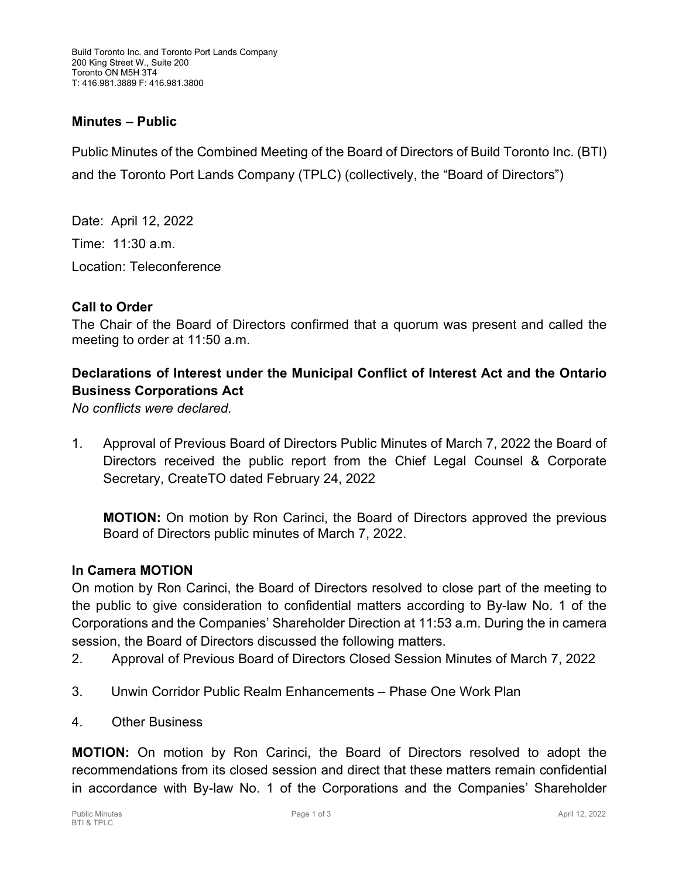Build Toronto Inc. and Toronto Port Lands Company
200 King Street W., Suite 200
Toronto ON M5H 3T4
T: 416.981.3889 F: 416.981.3800

## Minutes – Public

Public Minutes of the Combined Meeting of the Board of Directors of Build Toronto Inc. (BTI) and the Toronto Port Lands Company (TPLC) (collectively, the "Board of Directors")

Date: April 12, 2022

Time: 11:30 a.m.

Location: Teleconference

### Call to Order

The Chair of the Board of Directors confirmed that a quorum was present and called the meeting to order at 11:50 a.m.

### Declarations of Interest under the Municipal Conflict of Interest Act and the Ontario Business Corporations Act

*No conflicts were declared.*

1. Approval of Previous Board of Directors Public Minutes of March 7, 2022 the Board of Directors received the public report from the Chief Legal Counsel & Corporate Secretary, CreateTO dated February 24, 2022

   **MOTION:** On motion by Ron Carinci, the Board of Directors approved the previous Board of Directors public minutes of March 7, 2022.

### In Camera MOTION

On motion by Ron Carinci, the Board of Directors resolved to close part of the meeting to the public to give consideration to confidential matters according to By-law No. 1 of the Corporations and the Companies' Shareholder Direction at 11:53 a.m. During the in camera session, the Board of Directors discussed the following matters.

2. Approval of Previous Board of Directors Closed Session Minutes of March 7, 2022

3. Unwin Corridor Public Realm Enhancements – Phase One Work Plan

4. Other Business

**MOTION:** On motion by Ron Carinci, the Board of Directors resolved to adopt the recommendations from its closed session and direct that these matters remain confidential in accordance with By-law No. 1 of the Corporations and the Companies' Shareholder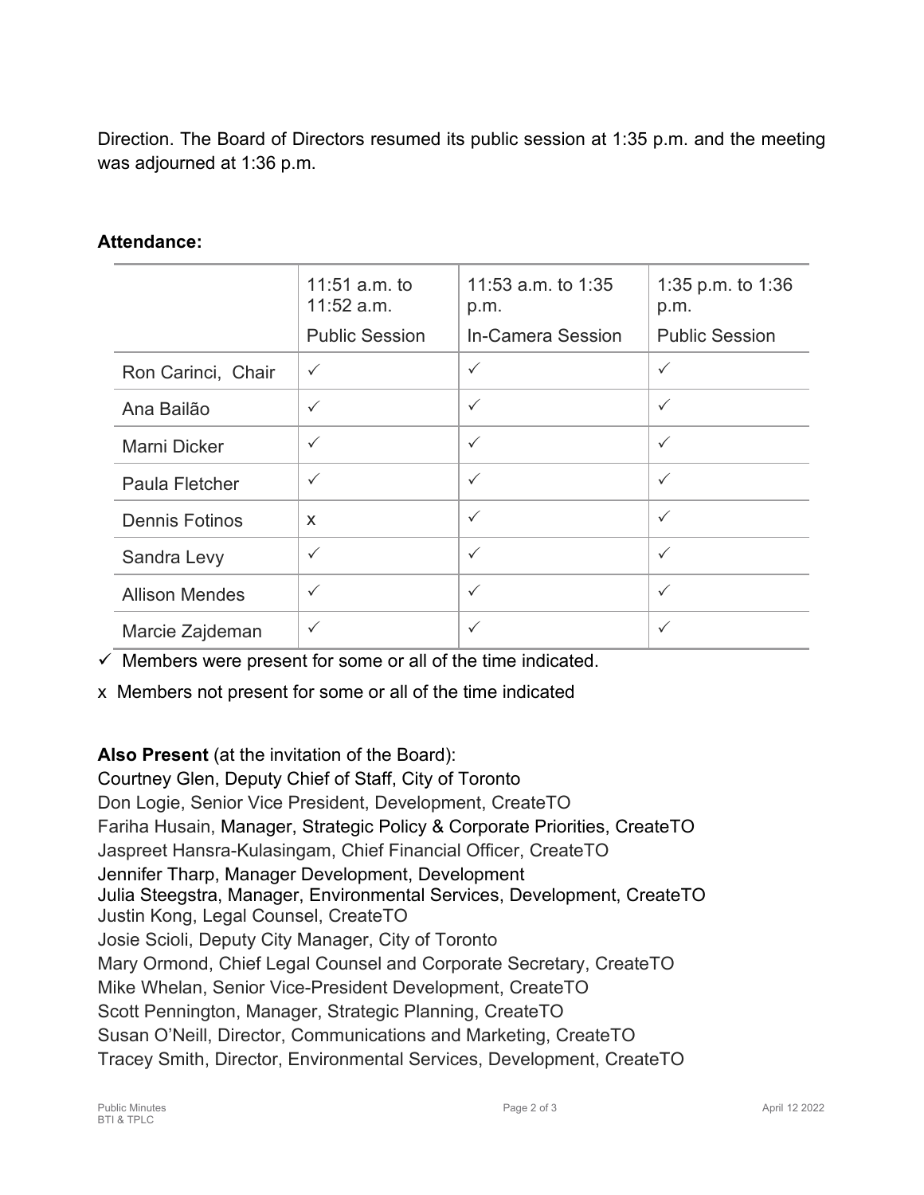Direction. The Board of Directors resumed its public session at 1:35 p.m. and the meeting was adjourned at 1:36 p.m.

**Attendance:**

| | 11:51 a.m. to 11:52 a.m. Public Session | 11:53 a.m. to 1:35 p.m. In-Camera Session | 1:35 p.m. to 1:36 p.m. Public Session |
|---|---|---|---|
| Ron Carinci, Chair | ✓ | ✓ | ✓ |
| Ana Bailão | ✓ | ✓ | ✓ |
| Marni Dicker | ✓ | ✓ | ✓ |
| Paula Fletcher | ✓ | ✓ | ✓ |
| Dennis Fotinos | x | ✓ | ✓ |
| Sandra Levy | ✓ | ✓ | ✓ |
| Allison Mendes | ✓ | ✓ | ✓ |
| Marcie Zajdeman | ✓ | ✓ | ✓ |

✓ Members were present for some or all of the time indicated.

x Members not present for some or all of the time indicated

**Also Present** (at the invitation of the Board):

Courtney Glen, Deputy Chief of Staff, City of Toronto
Don Logie, Senior Vice President, Development, CreateTO
Fariha Husain, Manager, Strategic Policy & Corporate Priorities, CreateTO
Jaspreet Hansra-Kulasingam, Chief Financial Officer, CreateTO
Jennifer Tharp, Manager Development, Development
Julia Steegstra, Manager, Environmental Services, Development, CreateTO
Justin Kong, Legal Counsel, CreateTO
Josie Scioli, Deputy City Manager, City of Toronto
Mary Ormond, Chief Legal Counsel and Corporate Secretary, CreateTO
Mike Whelan, Senior Vice-President Development, CreateTO
Scott Pennington, Manager, Strategic Planning, CreateTO
Susan O'Neill, Director, Communications and Marketing, CreateTO
Tracey Smith, Director, Environmental Services, Development, CreateTO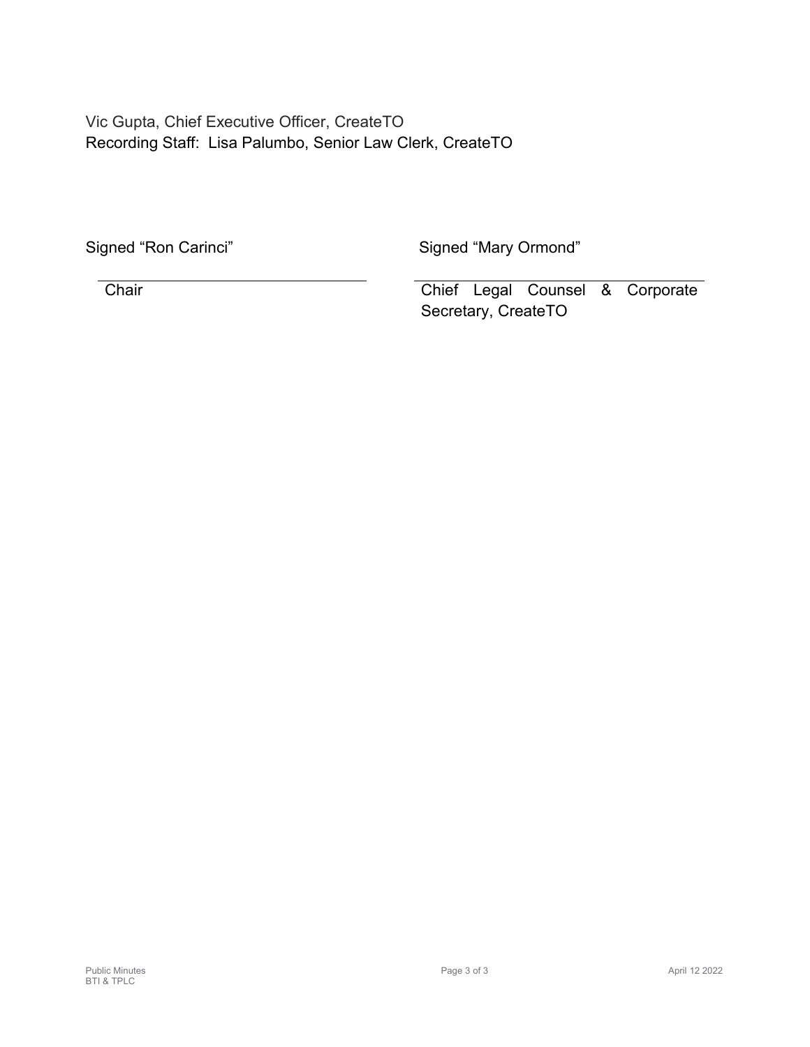Vic Gupta, Chief Executive Officer, CreateTO
Recording Staff: Lisa Palumbo, Senior Law Clerk, CreateTO

Signed "Ron Carinci"

Chair

Signed "Mary Ormond"

Chief Legal Counsel & Corporate Secretary, CreateTO